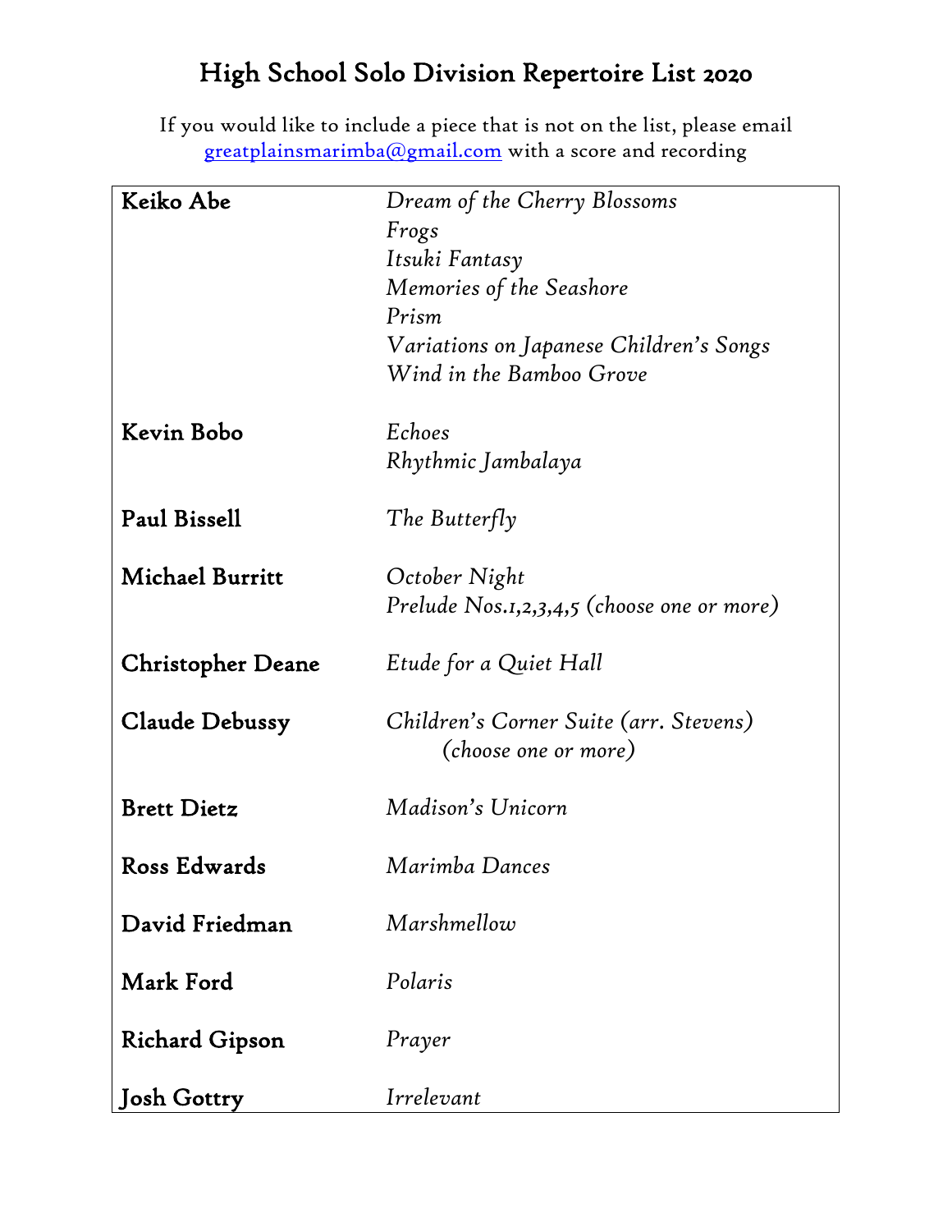# High School Solo Division Repertoire List 2020

If you would like to include a piece that is not on the list, please email [greatplainsmarimba@gmail.com](mailto:greatplainsmarimba@gmail.com) with a score and recording

| Composer | Pieces |
|---|---|
| **Keiko Abe** | *Dream of the Cherry Blossoms*<br>*Frogs*<br>*Itsuki Fantasy*<br>*Memories of the Seashore*<br>*Prism*<br>*Variations on Japanese Children's Songs*<br>*Wind in the Bamboo Grove* |
| **Kevin Bobo** | *Echoes*<br>*Rhythmic Jambalaya* |
| **Paul Bissell** | *The Butterfly* |
| **Michael Burritt** | *October Night*<br>*Prelude Nos.1,2,3,4,5 (choose one or more)* |
| **Christopher Deane** | *Etude for a Quiet Hall* |
| **Claude Debussy** | *Children's Corner Suite (arr. Stevens) (choose one or more)* |
| **Brett Dietz** | *Madison's Unicorn* |
| **Ross Edwards** | *Marimba Dances* |
| **David Friedman** | *Marshmellow* |
| **Mark Ford** | *Polaris* |
| **Richard Gipson** | *Prayer* |
| **Josh Gottry** | *Irrelevant* |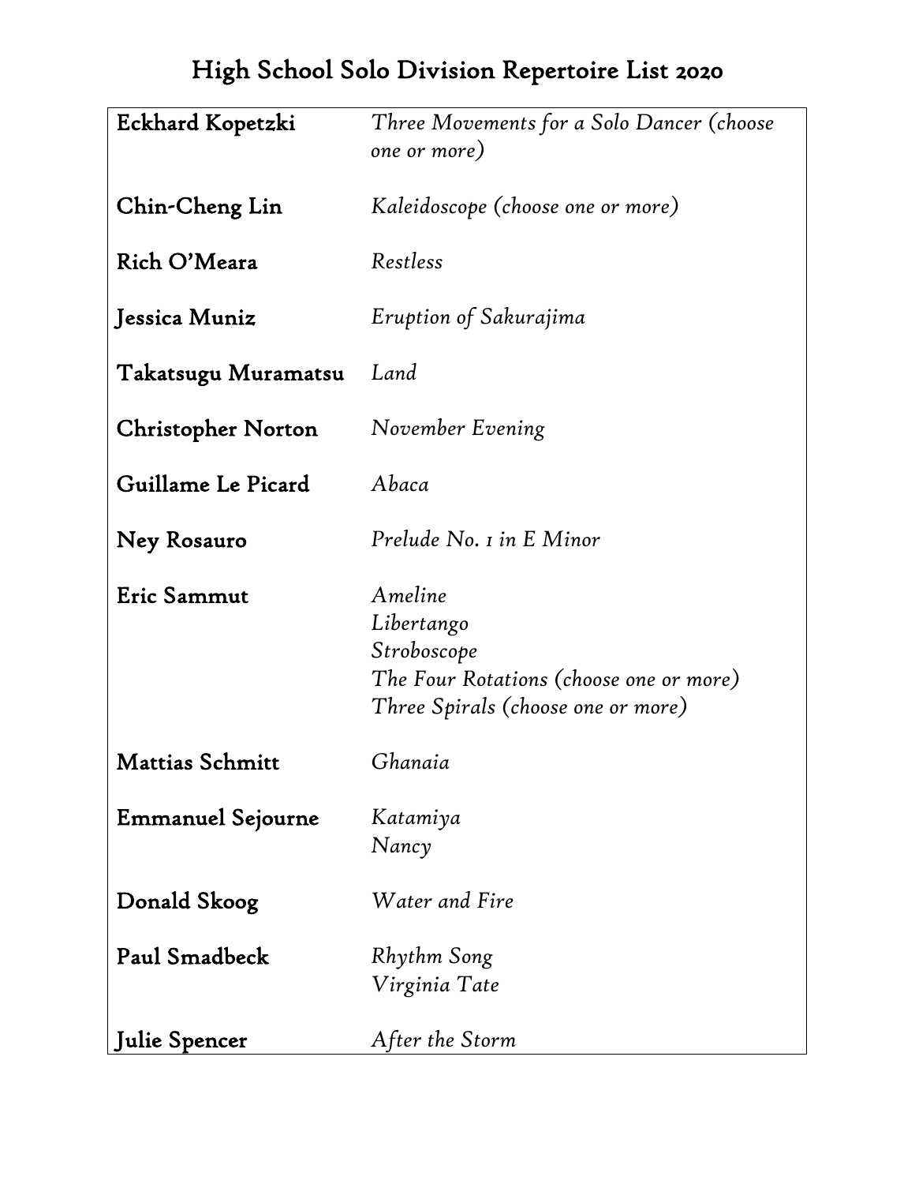# High School Solo Division Repertoire List 2020

| Composer | Work |
|---|---|
| **Eckhard Kopetzki** | *Three Movements for a Solo Dancer (choose one or more)* |
| **Chin-Cheng Lin** | *Kaleidoscope (choose one or more)* |
| **Rich O'Meara** | *Restless* |
| **Jessica Muniz** | *Eruption of Sakurajima* |
| **Takatsugu Muramatsu** | *Land* |
| **Christopher Norton** | *November Evening* |
| **Guillame Le Picard** | *Abaca* |
| **Ney Rosauro** | *Prelude No. 1 in E Minor* |
| **Eric Sammut** | *Ameline*<br>*Libertango*<br>*Stroboscope*<br>*The Four Rotations (choose one or more)*<br>*Three Spirals (choose one or more)* |
| **Mattias Schmitt** | *Ghanaia* |
| **Emmanuel Sejourne** | *Katamiya*<br>*Nancy* |
| **Donald Skoog** | *Water and Fire* |
| **Paul Smadbeck** | *Rhythm Song*<br>*Virginia Tate* |
| **Julie Spencer** | *After the Storm* |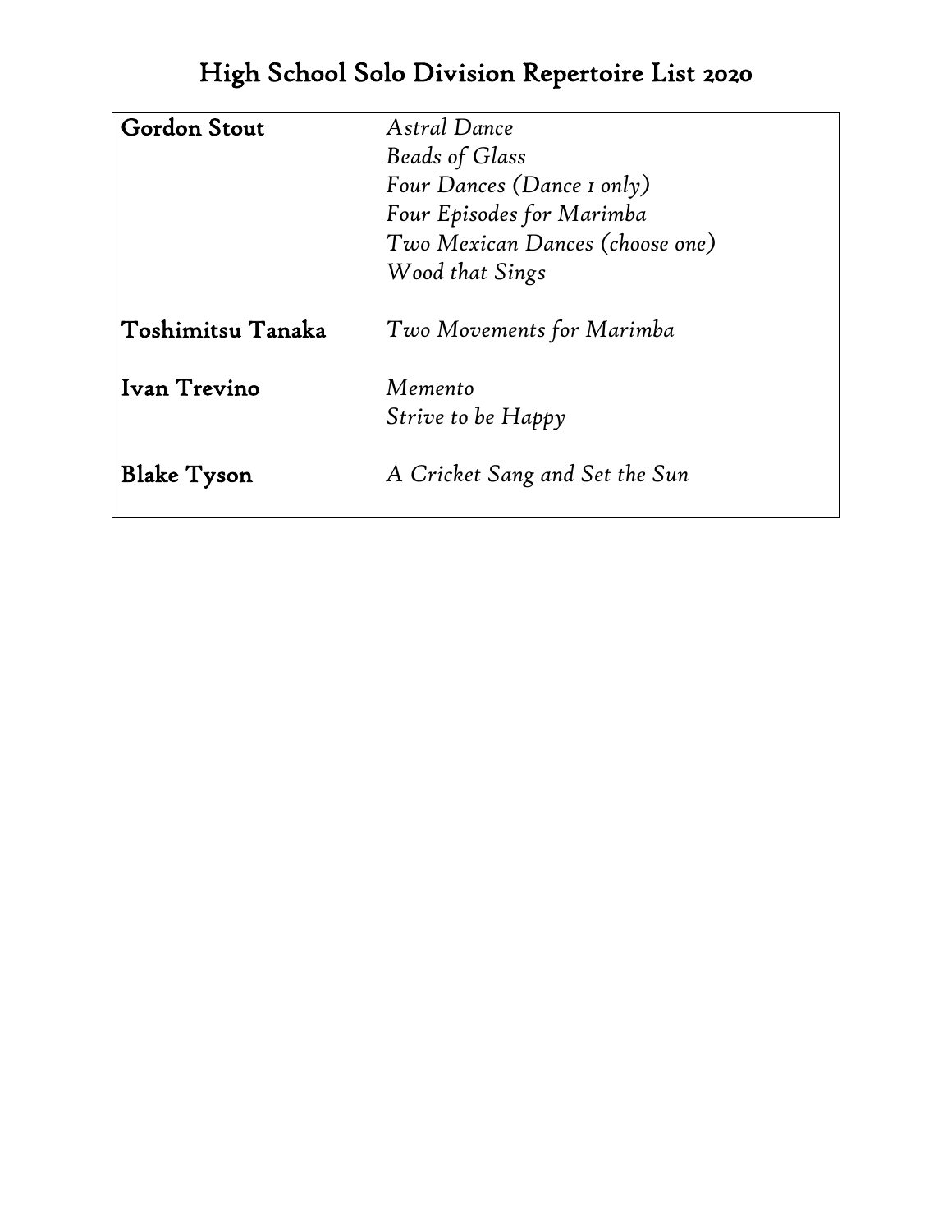# High School Solo Division Repertoire List 2020

| | |
|---|---|
| **Gordon Stout** | *Astral Dance*<br>*Beads of Glass*<br>*Four Dances (Dance 1 only)*<br>*Four Episodes for Marimba*<br>*Two Mexican Dances (choose one)*<br>*Wood that Sings* |
| **Toshimitsu Tanaka** | *Two Movements for Marimba* |
| **Ivan Trevino** | *Memento*<br>*Strive to be Happy* |
| **Blake Tyson** | *A Cricket Sang and Set the Sun* |